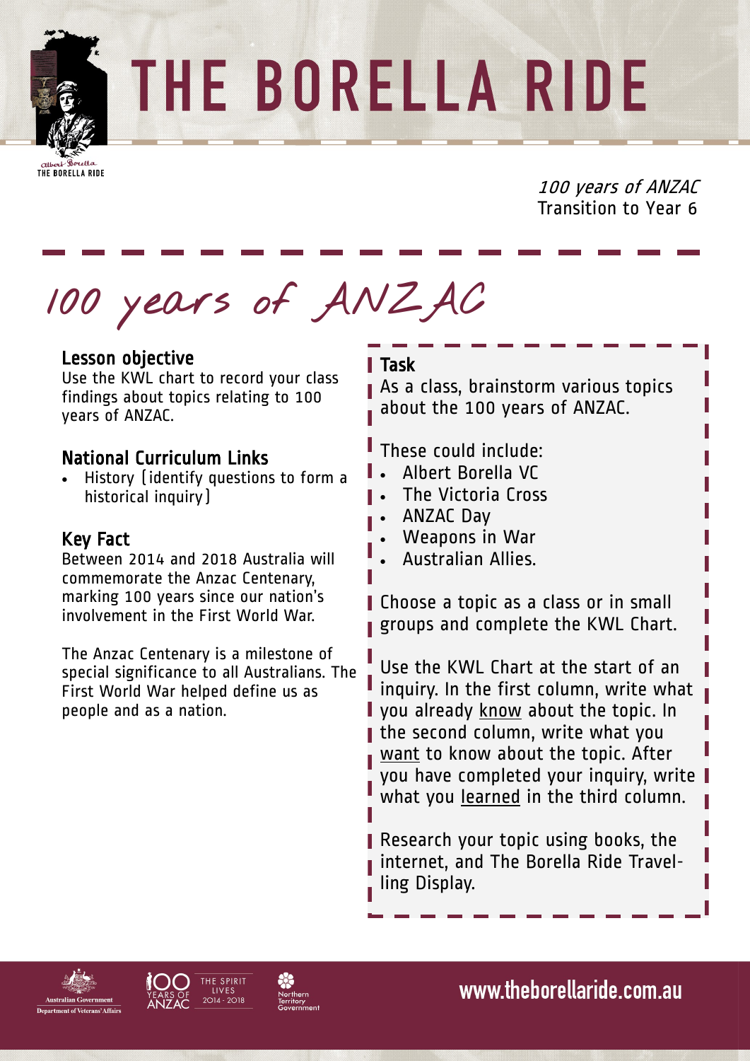# THE BORELLA RIDE

*100 years of ANZAC*
Transition to Year 6

## 100 years of ANZAC

### Lesson objective

Use the KWL chart to record your class findings about topics relating to 100 years of ANZAC.

### National Curriculum Links

- History (identify questions to form a historical inquiry)

### Key Fact

Between 2014 and 2018 Australia will commemorate the Anzac Centenary, marking 100 years since our nation's involvement in the First World War.

The Anzac Centenary is a milestone of special significance to all Australians. The First World War helped define us as people and as a nation.

### Task

As a class, brainstorm various topics about the 100 years of ANZAC.

These could include:

- Albert Borella VC
- The Victoria Cross
- ANZAC Day
- Weapons in War
- Australian Allies.

Choose a topic as a class or in small groups and complete the KWL Chart.

Use the KWL Chart at the start of an inquiry. In the first column, write what you already know about the topic. In the second column, write what you want to know about the topic. After you have completed your inquiry, write what you learned in the third column.

Research your topic using books, the internet, and The Borella Ride Travelling Display.

www.theborellaride.com.au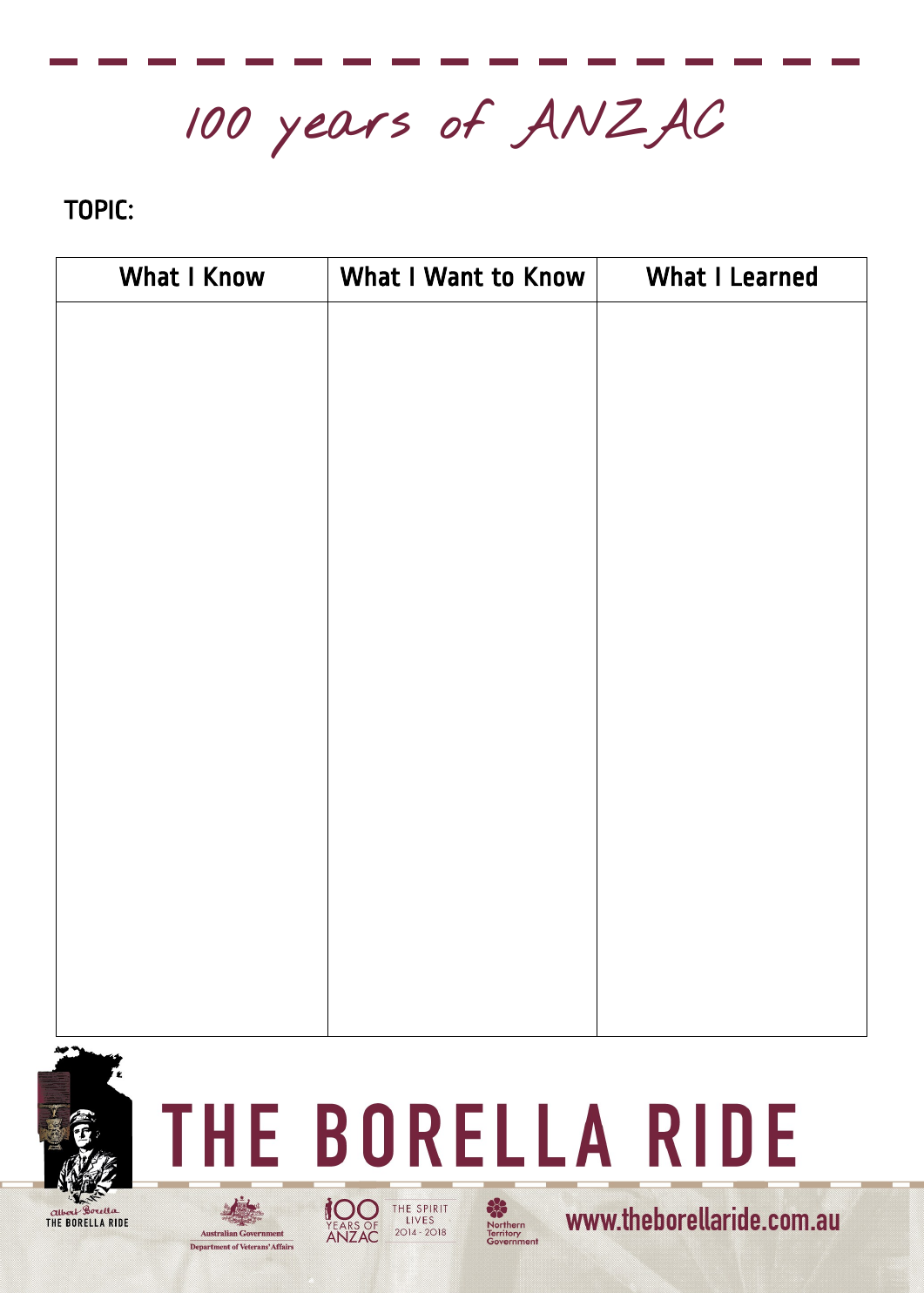# 100 years of ANZAC

**TOPIC:**

| What I Know | What I Want to Know | What I Learned |
|---|---|---|
| | | |

# THE BORELLA RIDE

Albert Borella
THE BORELLA RIDE

Australian Government
Department of Veterans' Affairs

100 YEARS OF ANZAC
THE SPIRIT LIVES 2014 - 2018

Northern Territory Government

www.theborellaride.com.au